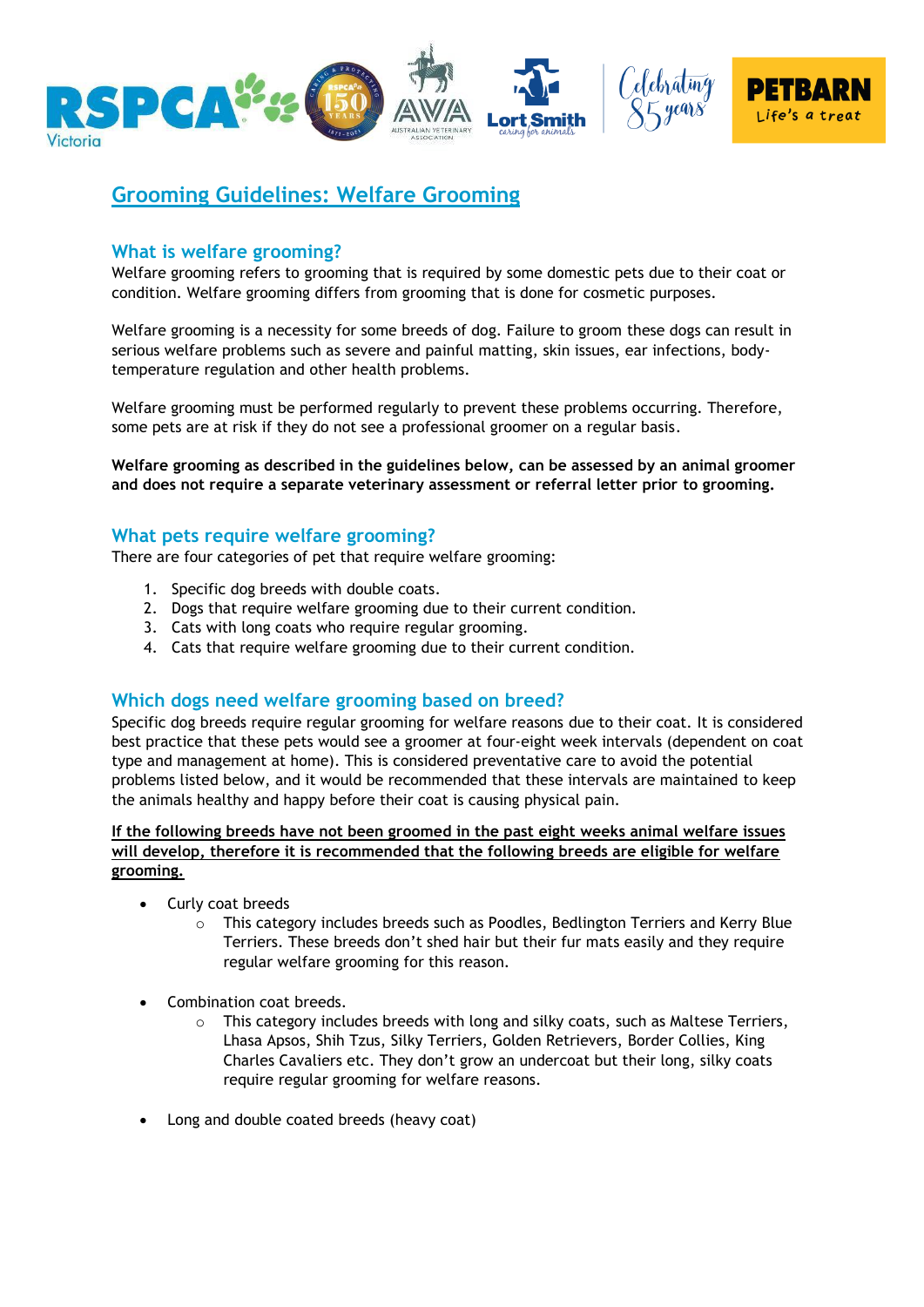# Grooming Guidelines: Welfare Grooming

## What is welfare grooming?

Welfare grooming refers to grooming that is required by some domestic pets due to their coat or condition. Welfare grooming differs from grooming that is done for cosmetic purposes.

Welfare grooming is a necessity for some breeds of dog. Failure to groom these dogs can result in serious welfare problems such as severe and painful matting, skin issues, ear infections, body-temperature regulation and other health problems.

Welfare grooming must be performed regularly to prevent these problems occurring. Therefore, some pets are at risk if they do not see a professional groomer on a regular basis.

**Welfare grooming as described in the guidelines below, can be assessed by an animal groomer and does not require a separate veterinary assessment or referral letter prior to grooming.**

## What pets require welfare grooming?

There are four categories of pet that require welfare grooming:

1. Specific dog breeds with double coats.
2. Dogs that require welfare grooming due to their current condition.
3. Cats with long coats who require regular grooming.
4. Cats that require welfare grooming due to their current condition.

## Which dogs need welfare grooming based on breed?

Specific dog breeds require regular grooming for welfare reasons due to their coat. It is considered best practice that these pets would see a groomer at four-eight week intervals (dependent on coat type and management at home). This is considered preventative care to avoid the potential problems listed below, and it would be recommended that these intervals are maintained to keep the animals healthy and happy before their coat is causing physical pain.

**If the following breeds have not been groomed in the past eight weeks animal welfare issues will develop, therefore it is recommended that the following breeds are eligible for welfare grooming.**

- Curly coat breeds
  - This category includes breeds such as Poodles, Bedlington Terriers and Kerry Blue Terriers. These breeds don't shed hair but their fur mats easily and they require regular welfare grooming for this reason.

- Combination coat breeds.
  - This category includes breeds with long and silky coats, such as Maltese Terriers, Lhasa Apsos, Shih Tzus, Silky Terriers, Golden Retrievers, Border Collies, King Charles Cavaliers etc. They don't grow an undercoat but their long, silky coats require regular grooming for welfare reasons.

- Long and double coated breeds (heavy coat)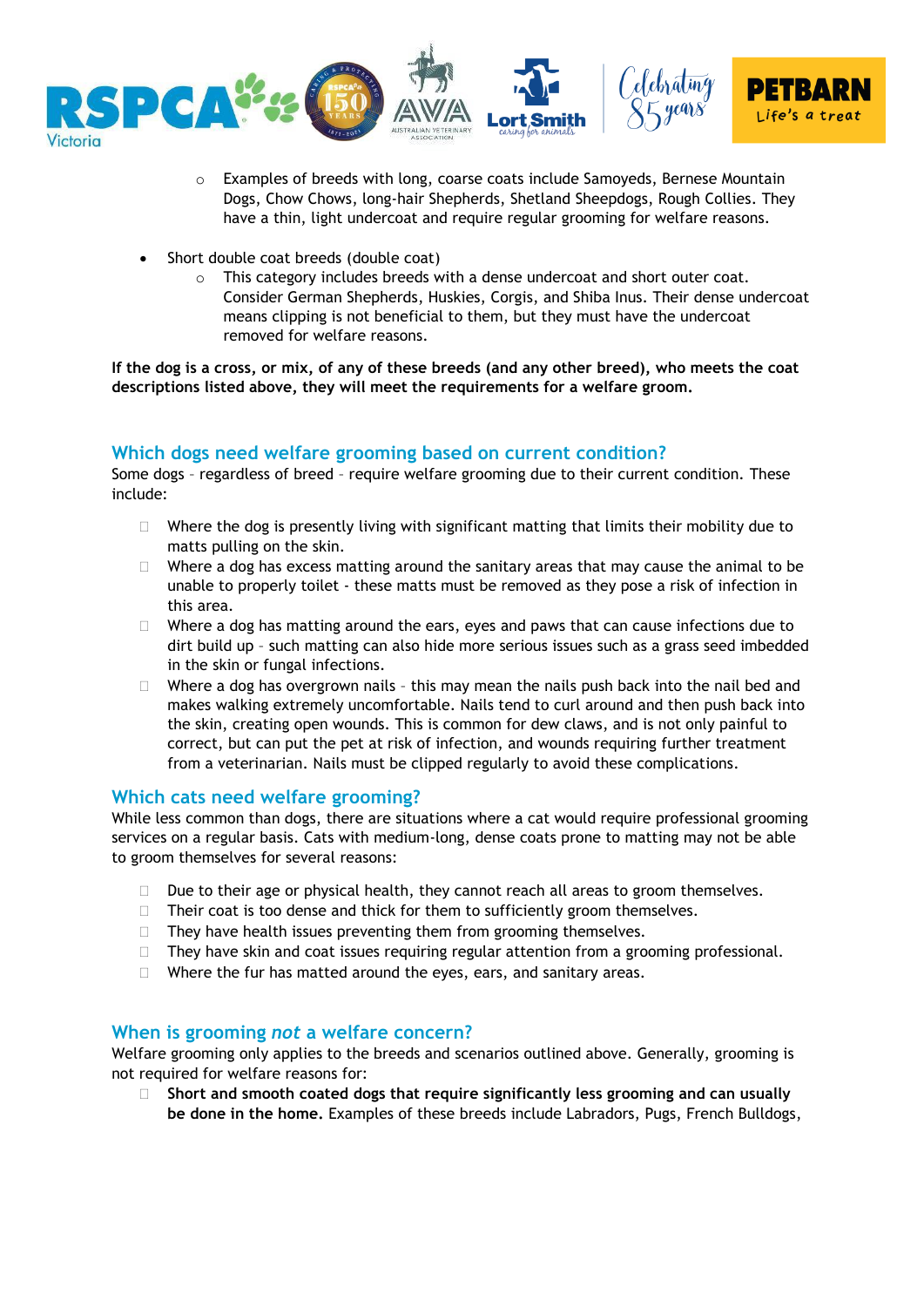- Examples of breeds with long, coarse coats include Samoyeds, Bernese Mountain Dogs, Chow Chows, long-hair Shepherds, Shetland Sheepdogs, Rough Collies. They have a thin, light undercoat and require regular grooming for welfare reasons.

- Short double coat breeds (double coat)
    - This category includes breeds with a dense undercoat and short outer coat. Consider German Shepherds, Huskies, Corgis, and Shiba Inus. Their dense undercoat means clipping is not beneficial to them, but they must have the undercoat removed for welfare reasons.

**If the dog is a cross, or mix, of any of these breeds (and any other breed), who meets the coat descriptions listed above, they will meet the requirements for a welfare groom.**

## Which dogs need welfare grooming based on current condition?

Some dogs – regardless of breed – require welfare grooming due to their current condition. These include:

- Where the dog is presently living with significant matting that limits their mobility due to matts pulling on the skin.
- Where a dog has excess matting around the sanitary areas that may cause the animal to be unable to properly toilet - these matts must be removed as they pose a risk of infection in this area.
- Where a dog has matting around the ears, eyes and paws that can cause infections due to dirt build up – such matting can also hide more serious issues such as a grass seed imbedded in the skin or fungal infections.
- Where a dog has overgrown nails – this may mean the nails push back into the nail bed and makes walking extremely uncomfortable. Nails tend to curl around and then push back into the skin, creating open wounds. This is common for dew claws, and is not only painful to correct, but can put the pet at risk of infection, and wounds requiring further treatment from a veterinarian. Nails must be clipped regularly to avoid these complications.

## Which cats need welfare grooming?

While less common than dogs, there are situations where a cat would require professional grooming services on a regular basis. Cats with medium-long, dense coats prone to matting may not be able to groom themselves for several reasons:

- Due to their age or physical health, they cannot reach all areas to groom themselves.
- Their coat is too dense and thick for them to sufficiently groom themselves.
- They have health issues preventing them from grooming themselves.
- They have skin and coat issues requiring regular attention from a grooming professional.
- Where the fur has matted around the eyes, ears, and sanitary areas.

## When is grooming *not* a welfare concern?

Welfare grooming only applies to the breeds and scenarios outlined above. Generally, grooming is not required for welfare reasons for:

- **Short and smooth coated dogs that require significantly less grooming and can usually be done in the home.** Examples of these breeds include Labradors, Pugs, French Bulldogs,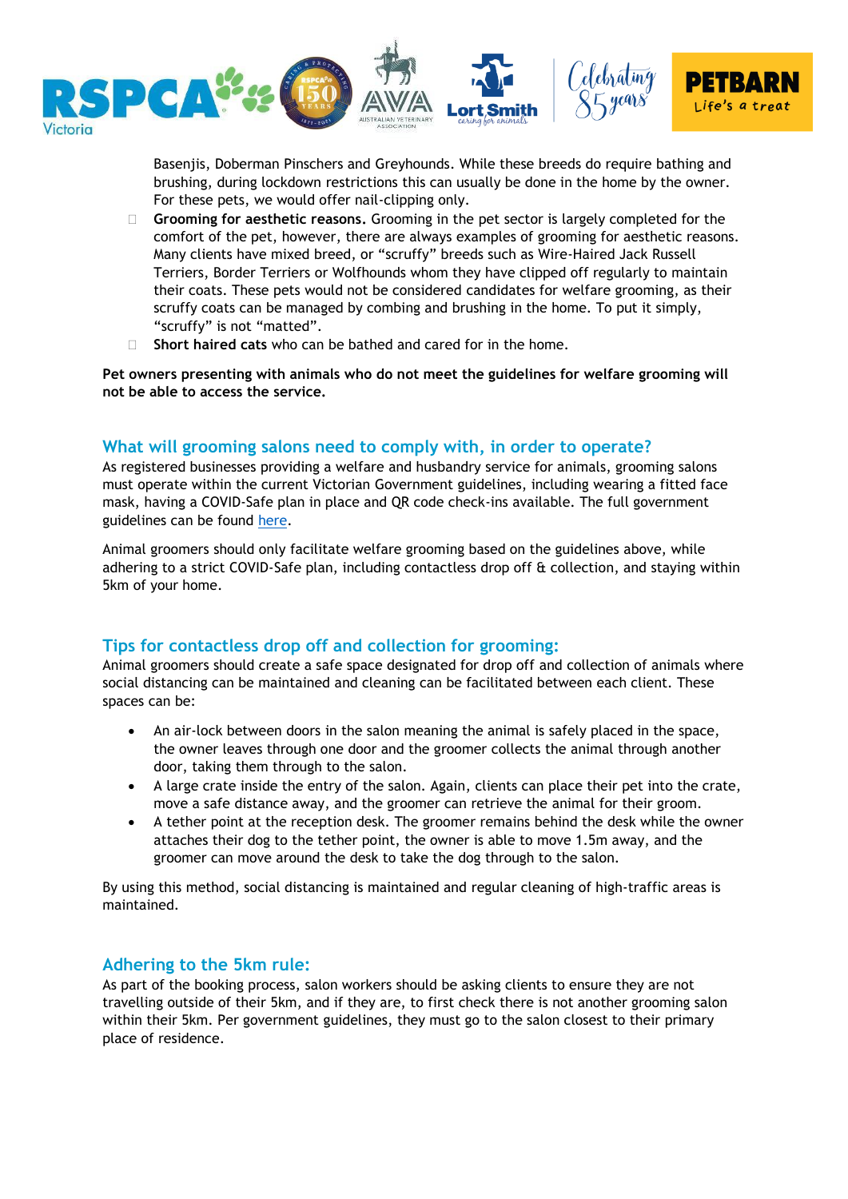Basenjis, Doberman Pinschers and Greyhounds. While these breeds do require bathing and brushing, during lockdown restrictions this can usually be done in the home by the owner. For these pets, we would offer nail-clipping only.

- **Grooming for aesthetic reasons.** Grooming in the pet sector is largely completed for the comfort of the pet, however, there are always examples of grooming for aesthetic reasons. Many clients have mixed breed, or "scruffy" breeds such as Wire-Haired Jack Russell Terriers, Border Terriers or Wolfhounds whom they have clipped off regularly to maintain their coats. These pets would not be considered candidates for welfare grooming, as their scruffy coats can be managed by combing and brushing in the home. To put it simply, "scruffy" is not "matted".
- **Short haired cats** who can be bathed and cared for in the home.

**Pet owners presenting with animals who do not meet the guidelines for welfare grooming will not be able to access the service.**

## What will grooming salons need to comply with, in order to operate?

As registered businesses providing a welfare and husbandry service for animals, grooming salons must operate within the current Victorian Government guidelines, including wearing a fitted face mask, having a COVID-Safe plan in place and QR code check-ins available. The full government guidelines can be found here.

Animal groomers should only facilitate welfare grooming based on the guidelines above, while adhering to a strict COVID-Safe plan, including contactless drop off & collection, and staying within 5km of your home.

## Tips for contactless drop off and collection for grooming:

Animal groomers should create a safe space designated for drop off and collection of animals where social distancing can be maintained and cleaning can be facilitated between each client. These spaces can be:

- An air-lock between doors in the salon meaning the animal is safely placed in the space, the owner leaves through one door and the groomer collects the animal through another door, taking them through to the salon.
- A large crate inside the entry of the salon. Again, clients can place their pet into the crate, move a safe distance away, and the groomer can retrieve the animal for their groom.
- A tether point at the reception desk. The groomer remains behind the desk while the owner attaches their dog to the tether point, the owner is able to move 1.5m away, and the groomer can move around the desk to take the dog through to the salon.

By using this method, social distancing is maintained and regular cleaning of high-traffic areas is maintained.

## Adhering to the 5km rule:

As part of the booking process, salon workers should be asking clients to ensure they are not travelling outside of their 5km, and if they are, to first check there is not another grooming salon within their 5km. Per government guidelines, they must go to the salon closest to their primary place of residence.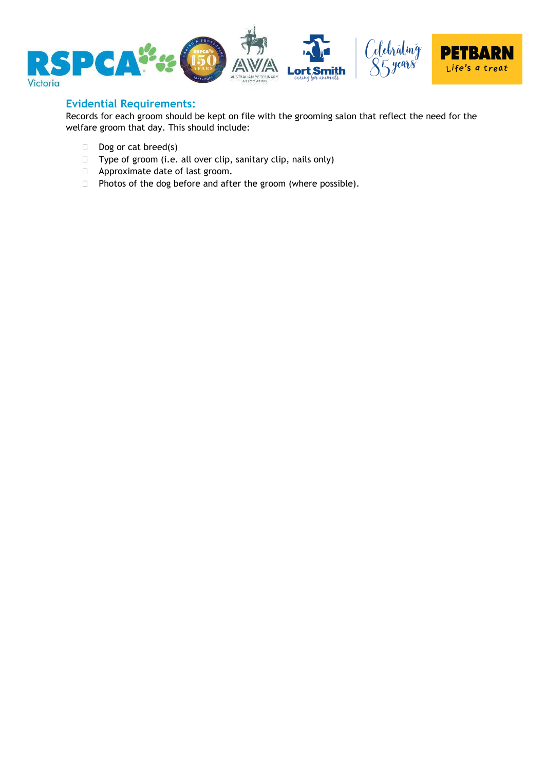## Evidential Requirements:

Records for each groom should be kept on file with the grooming salon that reflect the need for the welfare groom that day. This should include:

- Dog or cat breed(s)
- Type of groom (i.e. all over clip, sanitary clip, nails only)
- Approximate date of last groom.
- Photos of the dog before and after the groom (where possible).